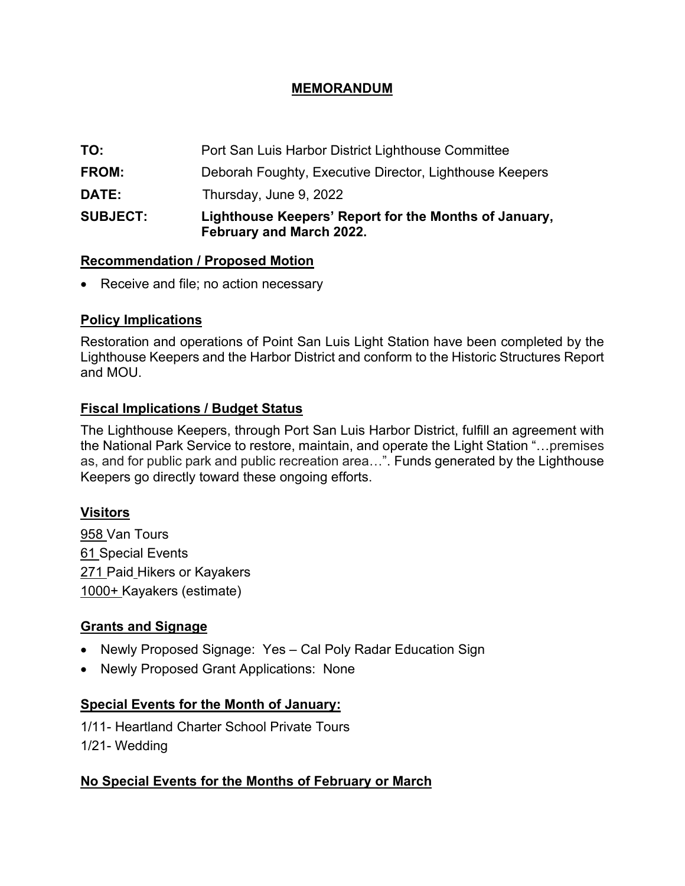# MEMORANDUM

**TO:** Port San Luis Harbor District Lighthouse Committee

**FROM:** Deborah Foughty, Executive Director, Lighthouse Keepers

**DATE:** Thursday, June 9, 2022

**SUBJECT:** **Lighthouse Keepers' Report for the Months of January, February and March 2022.**

## Recommendation / Proposed Motion

- Receive and file; no action necessary

## Policy Implications

Restoration and operations of Point San Luis Light Station have been completed by the Lighthouse Keepers and the Harbor District and conform to the Historic Structures Report and MOU.

## Fiscal Implications / Budget Status

The Lighthouse Keepers, through Port San Luis Harbor District, fulfill an agreement with the National Park Service to restore, maintain, and operate the Light Station "…premises as, and for public park and public recreation area…". Funds generated by the Lighthouse Keepers go directly toward these ongoing efforts.

## Visitors

958 Van Tours
61 Special Events
271 Paid Hikers or Kayakers
1000+ Kayakers (estimate)

## Grants and Signage

- Newly Proposed Signage: Yes – Cal Poly Radar Education Sign
- Newly Proposed Grant Applications: None

## Special Events for the Month of January:

1/11- Heartland Charter School Private Tours
1/21- Wedding

## No Special Events for the Months of February or March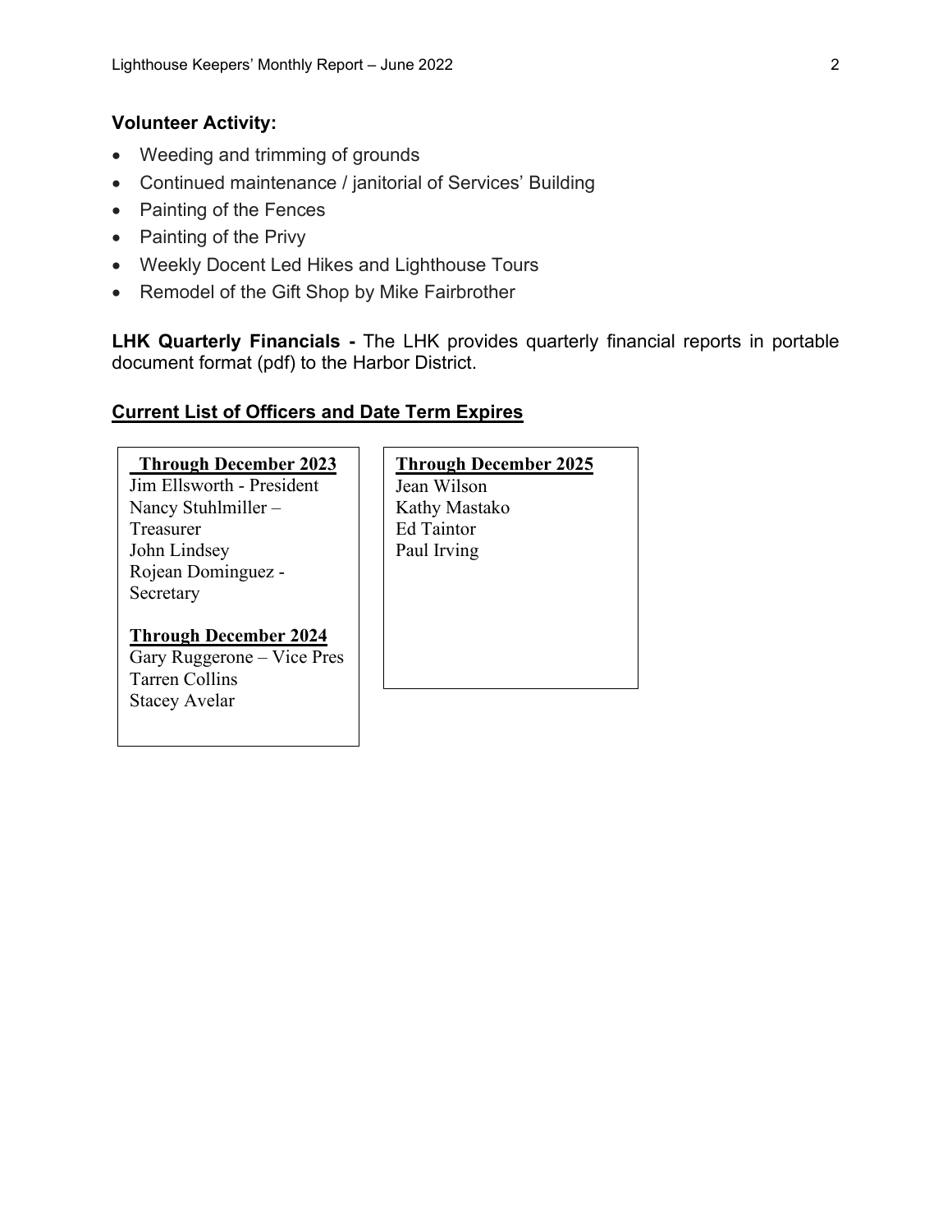**Volunteer Activity:**

- Weeding and trimming of grounds
- Continued maintenance / janitorial of Services' Building
- Painting of the Fences
- Painting of the Privy
- Weekly Docent Led Hikes and Lighthouse Tours
- Remodel of the Gift Shop by Mike Fairbrother

**LHK Quarterly Financials -** The LHK provides quarterly financial reports in portable document format (pdf) to the Harbor District.

## Current List of Officers and Date Term Expires

**Through December 2023**
Jim Ellsworth - President
Nancy Stuhlmiller – Treasurer
John Lindsey
Rojean Dominguez - Secretary

**Through December 2024**
Gary Ruggerone – Vice Pres
Tarren Collins
Stacey Avelar

**Through December 2025**
Jean Wilson
Kathy Mastako
Ed Taintor
Paul Irving